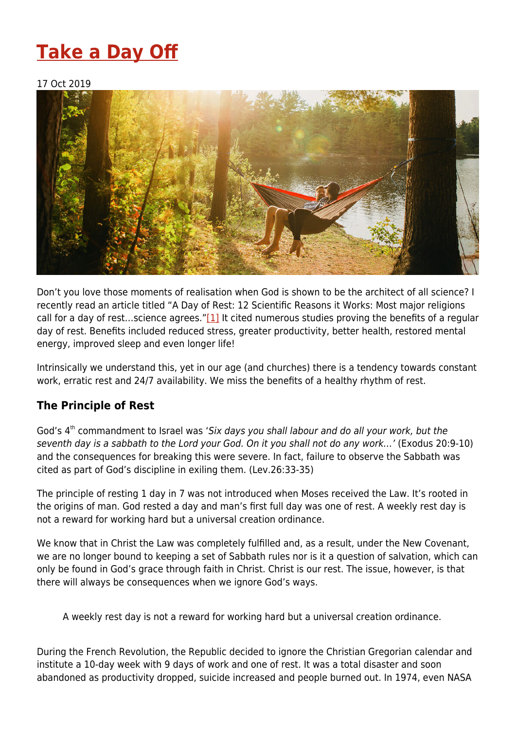# Take a Day Off

17 Oct 2019

Don't you love those moments of realisation when God is shown to be the architect of all science? I recently read an article titled "A Day of Rest: 12 Scientific Reasons it Works: Most major religions call for a day of rest…science agrees."[1] It cited numerous studies proving the benefits of a regular day of rest. Benefits included reduced stress, greater productivity, better health, restored mental energy, improved sleep and even longer life!

Intrinsically we understand this, yet in our age (and churches) there is a tendency towards constant work, erratic rest and 24/7 availability. We miss the benefits of a healthy rhythm of rest.

### The Principle of Rest

God's 4th commandment to Israel was '*Six days you shall labour and do all your work, but the seventh day is a sabbath to the Lord your God. On it you shall not do any work…*' (Exodus 20:9-10) and the consequences for breaking this were severe. In fact, failure to observe the Sabbath was cited as part of God's discipline in exiling them. (Lev.26:33-35)

The principle of resting 1 day in 7 was not introduced when Moses received the Law. It's rooted in the origins of man. God rested a day and man's first full day was one of rest. A weekly rest day is not a reward for working hard but a universal creation ordinance.

We know that in Christ the Law was completely fulfilled and, as a result, under the New Covenant, we are no longer bound to keeping a set of Sabbath rules nor is it a question of salvation, which can only be found in God's grace through faith in Christ. Christ is our rest. The issue, however, is that there will always be consequences when we ignore God's ways.

> A weekly rest day is not a reward for working hard but a universal creation ordinance.

During the French Revolution, the Republic decided to ignore the Christian Gregorian calendar and institute a 10-day week with 9 days of work and one of rest. It was a total disaster and soon abandoned as productivity dropped, suicide increased and people burned out. In 1974, even NASA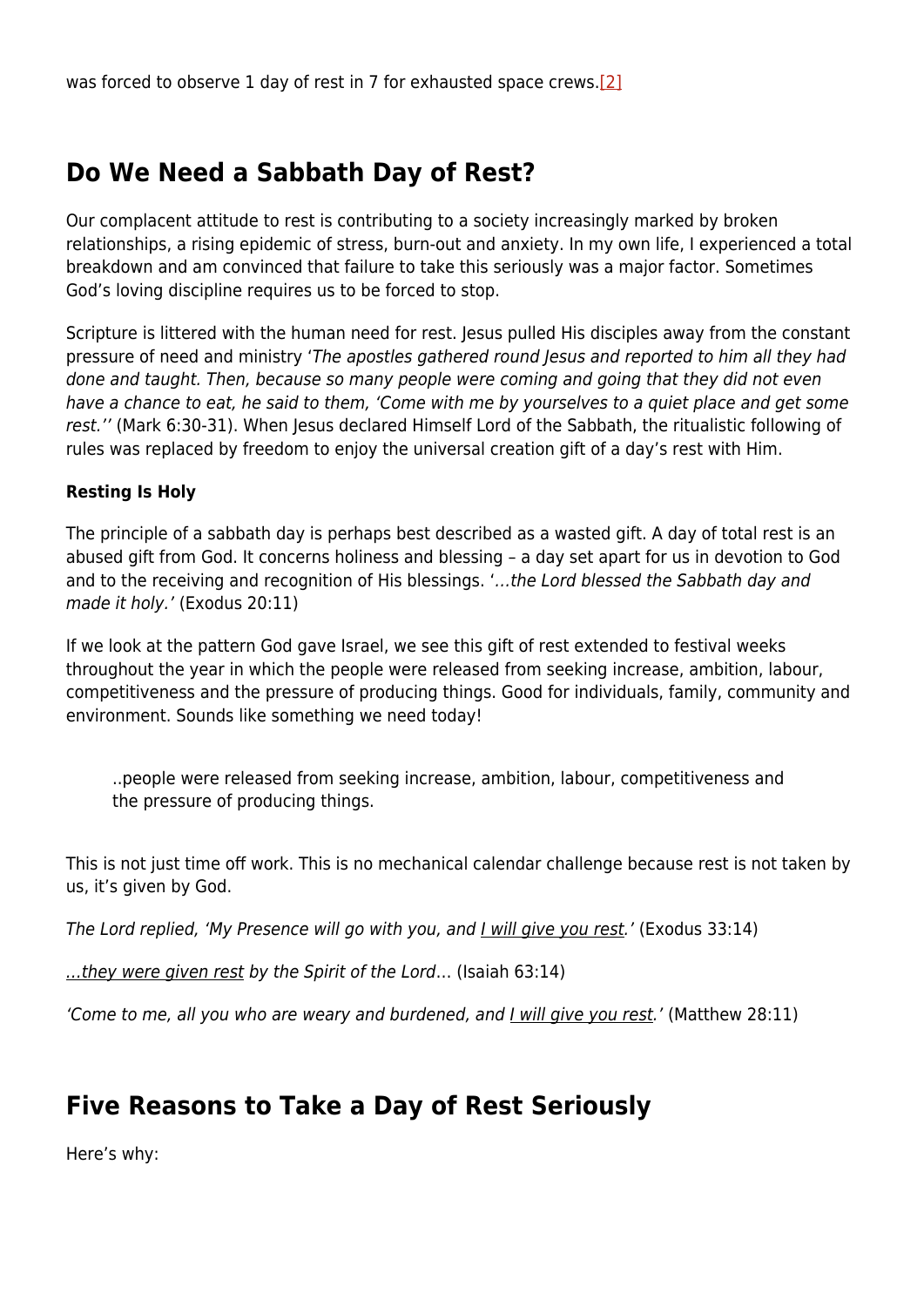was forced to observe 1 day of rest in 7 for exhausted space crews.[2]

## Do We Need a Sabbath Day of Rest?

Our complacent attitude to rest is contributing to a society increasingly marked by broken relationships, a rising epidemic of stress, burn-out and anxiety. In my own life, I experienced a total breakdown and am convinced that failure to take this seriously was a major factor. Sometimes God's loving discipline requires us to be forced to stop.

Scripture is littered with the human need for rest. Jesus pulled His disciples away from the constant pressure of need and ministry '*The apostles gathered round Jesus and reported to him all they had done and taught. Then, because so many people were coming and going that they did not even have a chance to eat, he said to them, 'Come with me by yourselves to a quiet place and get some rest.''* (Mark 6:30-31). When Jesus declared Himself Lord of the Sabbath, the ritualistic following of rules was replaced by freedom to enjoy the universal creation gift of a day's rest with Him.

**Resting Is Holy**

The principle of a sabbath day is perhaps best described as a wasted gift. A day of total rest is an abused gift from God. It concerns holiness and blessing – a day set apart for us in devotion to God and to the receiving and recognition of His blessings. '*…the Lord blessed the Sabbath day and made it holy.'* (Exodus 20:11)

If we look at the pattern God gave Israel, we see this gift of rest extended to festival weeks throughout the year in which the people were released from seeking increase, ambition, labour, competitiveness and the pressure of producing things. Good for individuals, family, community and environment. Sounds like something we need today!

> ..people were released from seeking increase, ambition, labour, competitiveness and the pressure of producing things.

This is not just time off work. This is no mechanical calendar challenge because rest is not taken by us, it's given by God.

*The Lord replied, 'My Presence will go with you, and I will give you rest.'* (Exodus 33:14)

*…they were given rest by the Spirit of the Lord…* (Isaiah 63:14)

*'Come to me, all you who are weary and burdened, and I will give you rest.'* (Matthew 28:11)

## Five Reasons to Take a Day of Rest Seriously

Here's why: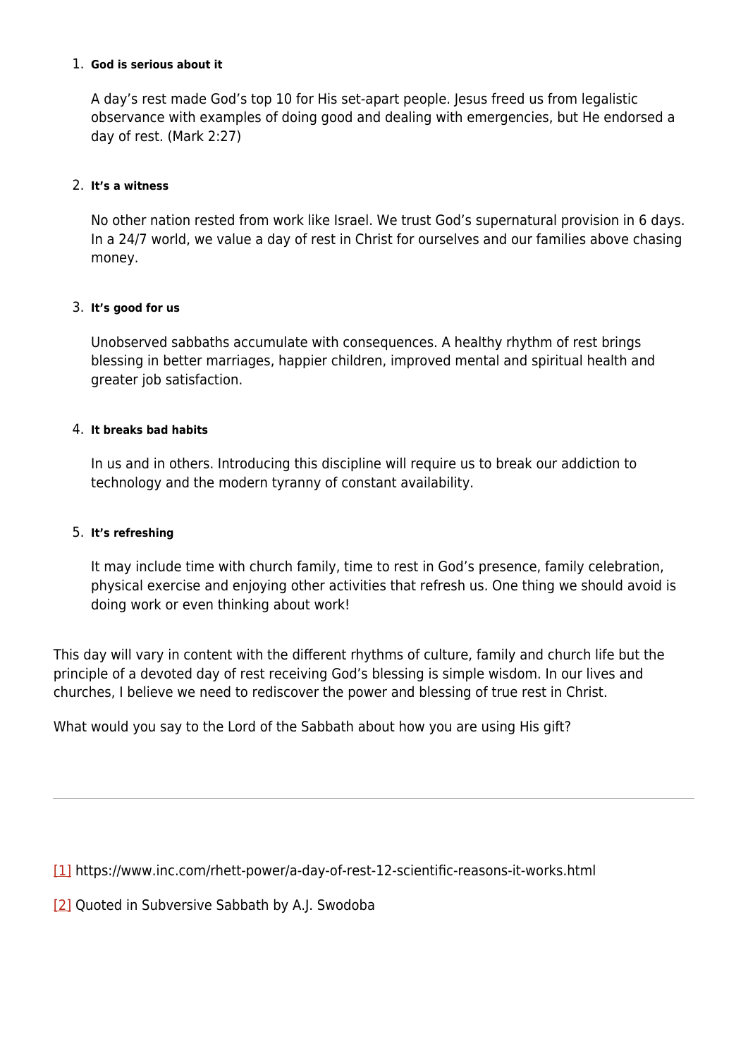1. **God is serious about it**

   A day's rest made God's top 10 for His set-apart people. Jesus freed us from legalistic observance with examples of doing good and dealing with emergencies, but He endorsed a day of rest. (Mark 2:27)

2. **It's a witness**

   No other nation rested from work like Israel. We trust God's supernatural provision in 6 days. In a 24/7 world, we value a day of rest in Christ for ourselves and our families above chasing money.

3. **It's good for us**

   Unobserved sabbaths accumulate with consequences. A healthy rhythm of rest brings blessing in better marriages, happier children, improved mental and spiritual health and greater job satisfaction.

4. **It breaks bad habits**

   In us and in others. Introducing this discipline will require us to break our addiction to technology and the modern tyranny of constant availability.

5. **It's refreshing**

   It may include time with church family, time to rest in God's presence, family celebration, physical exercise and enjoying other activities that refresh us. One thing we should avoid is doing work or even thinking about work!

This day will vary in content with the different rhythms of culture, family and church life but the principle of a devoted day of rest receiving God's blessing is simple wisdom. In our lives and churches, I believe we need to rediscover the power and blessing of true rest in Christ.

What would you say to the Lord of the Sabbath about how you are using His gift?

---

[1] https://www.inc.com/rhett-power/a-day-of-rest-12-scientific-reasons-it-works.html

[2] Quoted in Subversive Sabbath by A.J. Swodoba